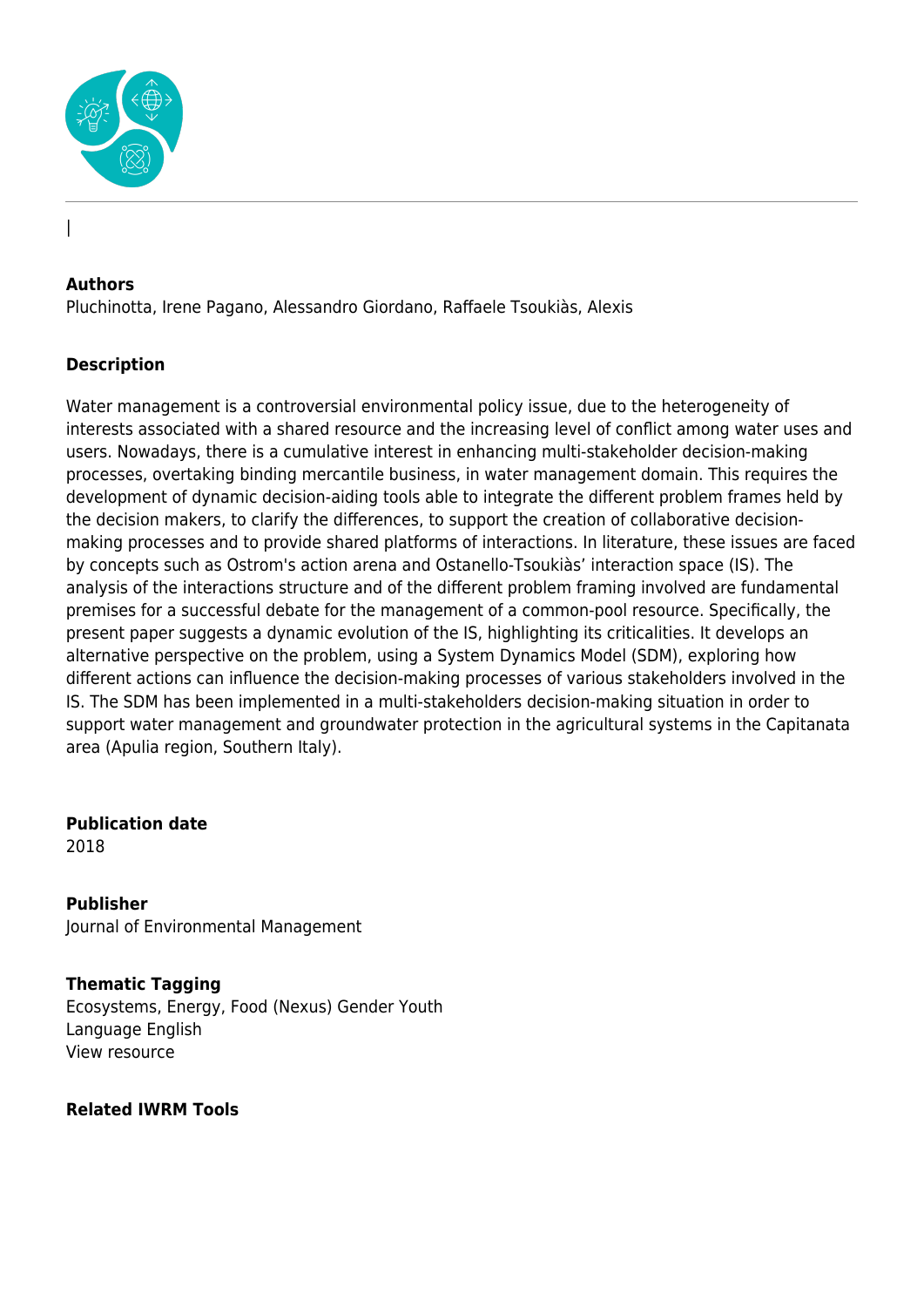|

**Authors**
Pluchinotta, Irene Pagano, Alessandro Giordano, Raffaele Tsoukiàs, Alexis

**Description**

Water management is a controversial environmental policy issue, due to the heterogeneity of interests associated with a shared resource and the increasing level of conflict among water uses and users. Nowadays, there is a cumulative interest in enhancing multi-stakeholder decision-making processes, overtaking binding mercantile business, in water management domain. This requires the development of dynamic decision-aiding tools able to integrate the different problem frames held by the decision makers, to clarify the differences, to support the creation of collaborative decision-making processes and to provide shared platforms of interactions. In literature, these issues are faced by concepts such as Ostrom's action arena and Ostanello-Tsoukiàs' interaction space (IS). The analysis of the interactions structure and of the different problem framing involved are fundamental premises for a successful debate for the management of a common-pool resource. Specifically, the present paper suggests a dynamic evolution of the IS, highlighting its criticalities. It develops an alternative perspective on the problem, using a System Dynamics Model (SDM), exploring how different actions can influence the decision-making processes of various stakeholders involved in the IS. The SDM has been implemented in a multi-stakeholders decision-making situation in order to support water management and groundwater protection in the agricultural systems in the Capitanata area (Apulia region, Southern Italy).

**Publication date**
2018

**Publisher**
Journal of Environmental Management

**Thematic Tagging**
Ecosystems, Energy, Food (Nexus) Gender Youth
Language English
View resource

**Related IWRM Tools**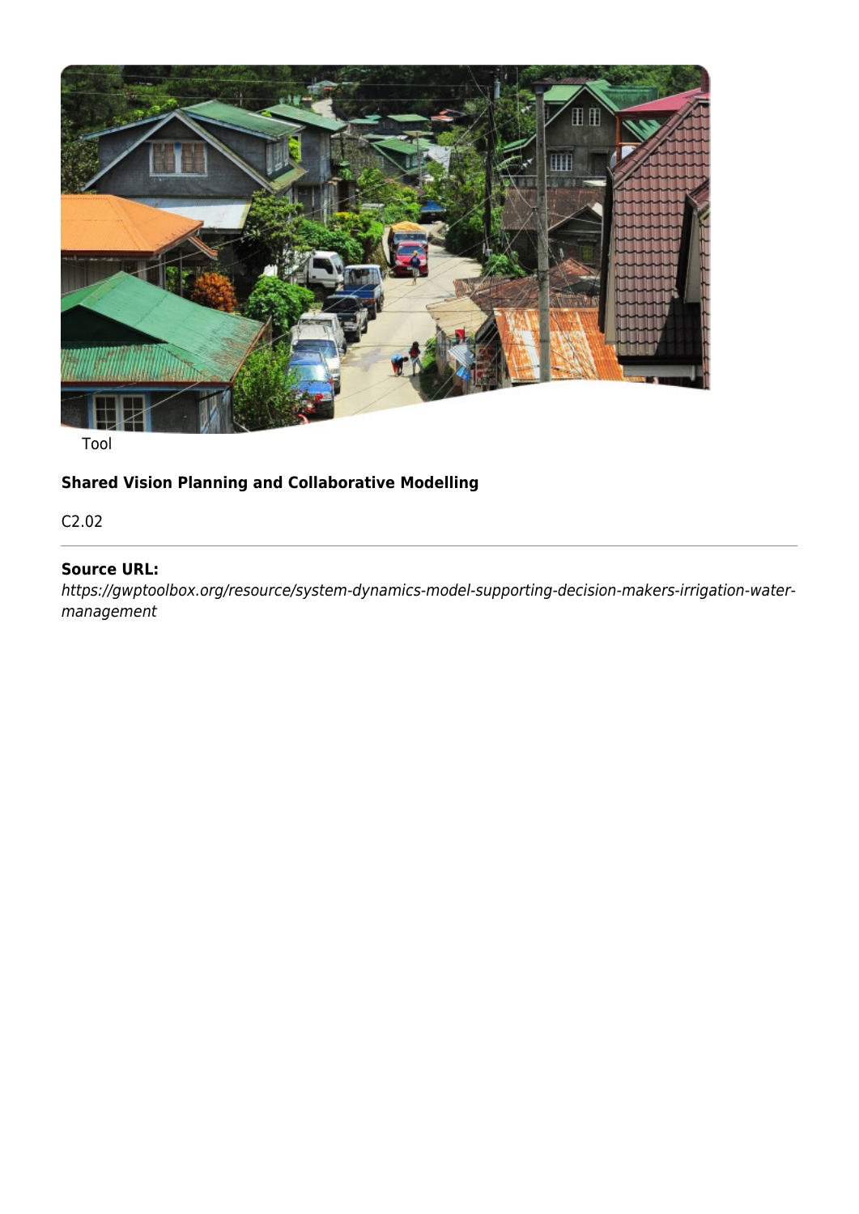Tool

**Shared Vision Planning and Collaborative Modelling**

C2.02

---

**Source URL:**
*https://gwptoolbox.org/resource/system-dynamics-model-supporting-decision-makers-irrigation-water-management*